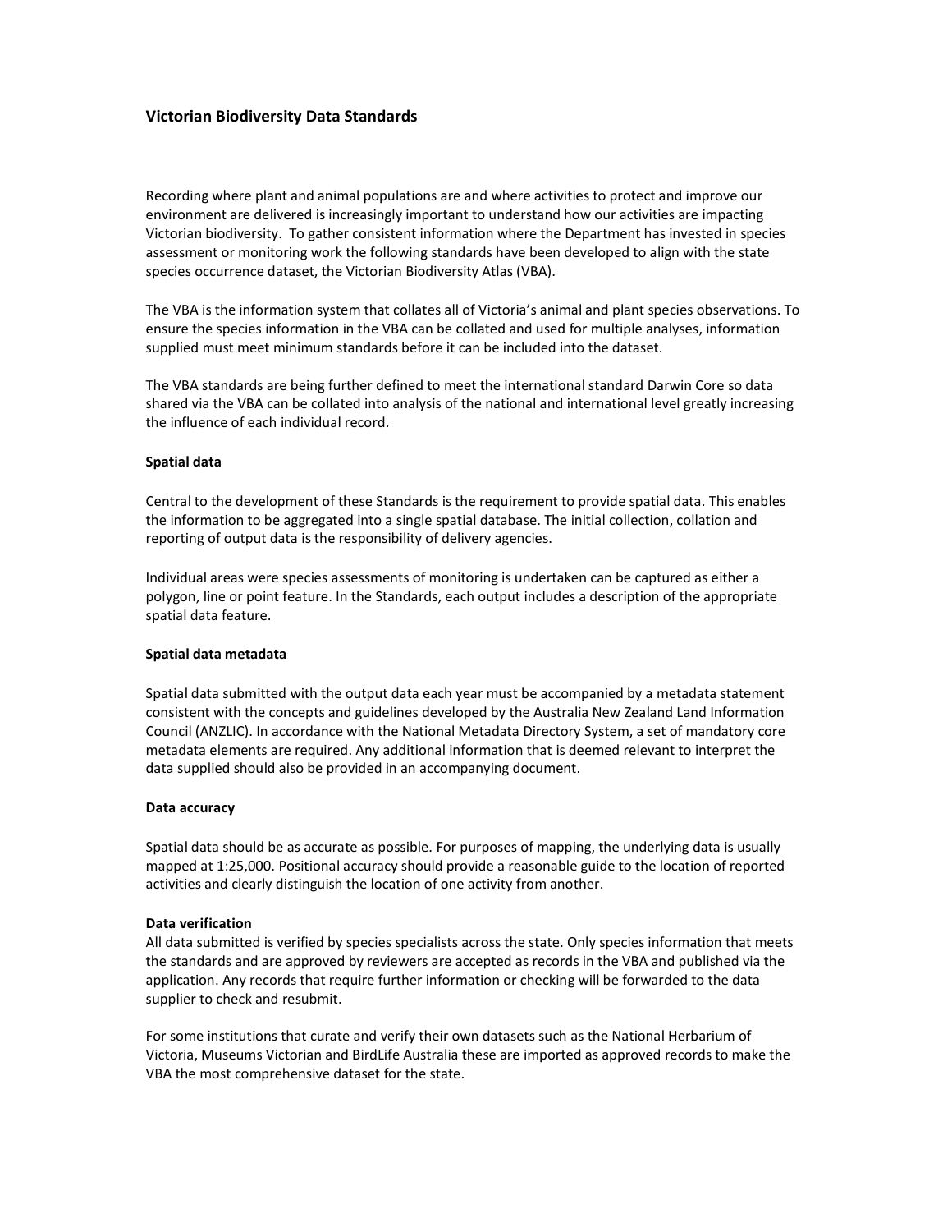# Victorian Biodiversity Data Standards

Recording where plant and animal populations are and where activities to protect and improve our environment are delivered is increasingly important to understand how our activities are impacting Victorian biodiversity. To gather consistent information where the Department has invested in species assessment or monitoring work the following standards have been developed to align with the state species occurrence dataset, the Victorian Biodiversity Atlas (VBA).

The VBA is the information system that collates all of Victoria's animal and plant species observations. To ensure the species information in the VBA can be collated and used for multiple analyses, information supplied must meet minimum standards before it can be included into the dataset.

The VBA standards are being further defined to meet the international standard Darwin Core so data shared via the VBA can be collated into analysis of the national and international level greatly increasing the influence of each individual record.

## Spatial data

Central to the development of these Standards is the requirement to provide spatial data. This enables the information to be aggregated into a single spatial database. The initial collection, collation and reporting of output data is the responsibility of delivery agencies.

Individual areas were species assessments of monitoring is undertaken can be captured as either a polygon, line or point feature. In the Standards, each output includes a description of the appropriate spatial data feature.

## Spatial data metadata

Spatial data submitted with the output data each year must be accompanied by a metadata statement consistent with the concepts and guidelines developed by the Australia New Zealand Land Information Council (ANZLIC). In accordance with the National Metadata Directory System, a set of mandatory core metadata elements are required. Any additional information that is deemed relevant to interpret the data supplied should also be provided in an accompanying document.

## Data accuracy

Spatial data should be as accurate as possible. For purposes of mapping, the underlying data is usually mapped at 1:25,000. Positional accuracy should provide a reasonable guide to the location of reported activities and clearly distinguish the location of one activity from another.

## Data verification

All data submitted is verified by species specialists across the state. Only species information that meets the standards and are approved by reviewers are accepted as records in the VBA and published via the application. Any records that require further information or checking will be forwarded to the data supplier to check and resubmit.

For some institutions that curate and verify their own datasets such as the National Herbarium of Victoria, Museums Victorian and BirdLife Australia these are imported as approved records to make the VBA the most comprehensive dataset for the state.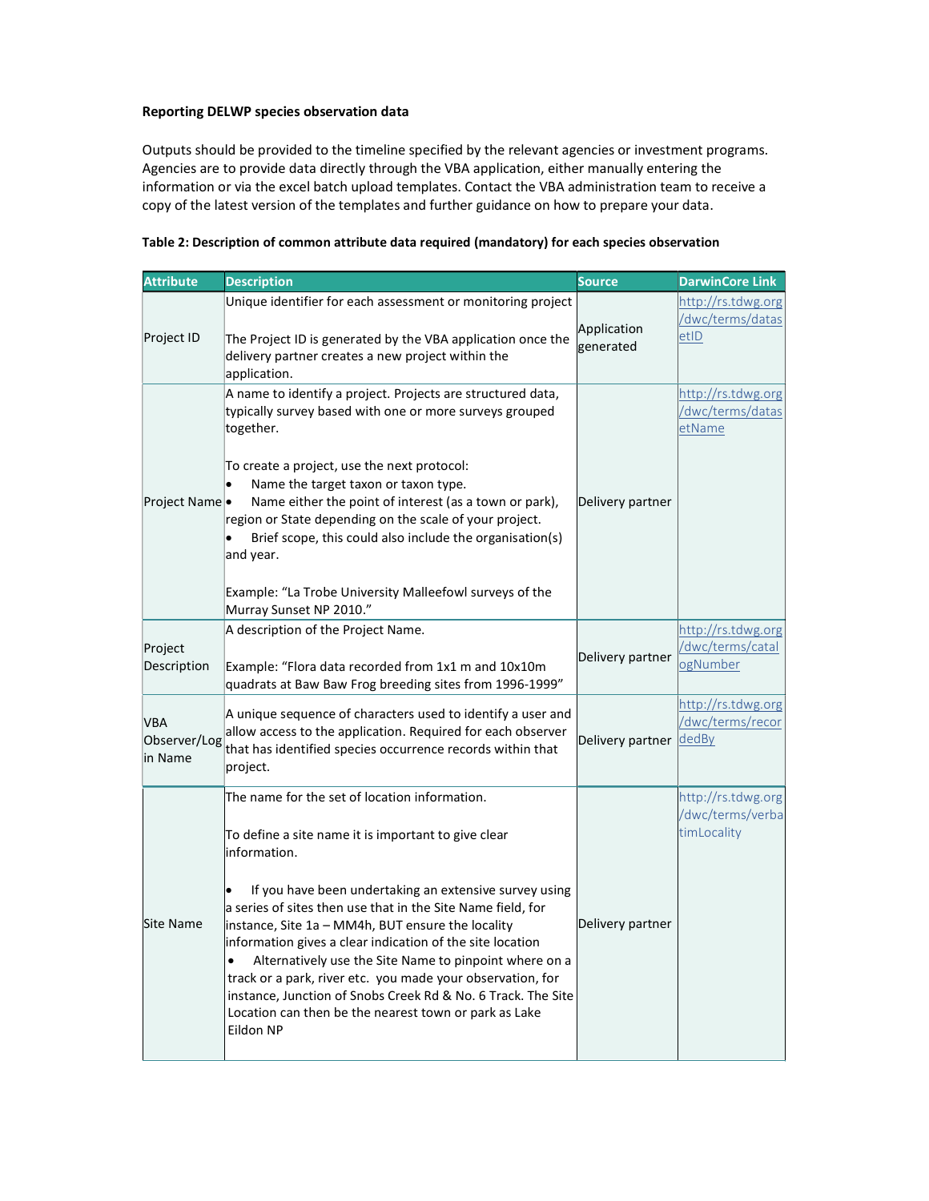**Reporting DELWP species observation data**

Outputs should be provided to the timeline specified by the relevant agencies or investment programs. Agencies are to provide data directly through the VBA application, either manually entering the information or via the excel batch upload templates. Contact the VBA administration team to receive a copy of the latest version of the templates and further guidance on how to prepare your data.

**Table 2: Description of common attribute data required (mandatory) for each species observation**

| Attribute | Description | Source | DarwinCore Link |
|---|---|---|---|
| Project ID | Unique identifier for each assessment or monitoring project<br><br>The Project ID is generated by the VBA application once the delivery partner creates a new project within the application. | Application generated | http://rs.tdwg.org/dwc/terms/datasetID |
| Project Name | A name to identify a project. Projects are structured data, typically survey based with one or more surveys grouped together.<br><br>To create a project, use the next protocol:<br>• Name the target taxon or taxon type.<br>• Name either the point of interest (as a town or park), region or State depending on the scale of your project.<br>• Brief scope, this could also include the organisation(s) and year.<br><br>Example: "La Trobe University Malleefowl surveys of the Murray Sunset NP 2010." | Delivery partner | http://rs.tdwg.org/dwc/terms/datasetName |
| Project Description | A description of the Project Name.<br><br>Example: "Flora data recorded from 1x1 m and 10x10m quadrats at Baw Baw Frog breeding sites from 1996-1999" | Delivery partner | http://rs.tdwg.org/dwc/terms/catalogNumber |
| VBA Observer/Login Name | A unique sequence of characters used to identify a user and allow access to the application. Required for each observer that has identified species occurrence records within that project. | Delivery partner | http://rs.tdwg.org/dwc/terms/recordedBy |
| Site Name | The name for the set of location information.<br><br>To define a site name it is important to give clear information.<br><br>• If you have been undertaking an extensive survey using a series of sites then use that in the Site Name field, for instance, Site 1a – MM4h, BUT ensure the locality information gives a clear indication of the site location<br>• Alternatively use the Site Name to pinpoint where on a track or a park, river etc. you made your observation, for instance, Junction of Snobs Creek Rd & No. 6 Track. The Site Location can then be the nearest town or park as Lake Eildon NP | Delivery partner | http://rs.tdwg.org/dwc/terms/verbatimLocality |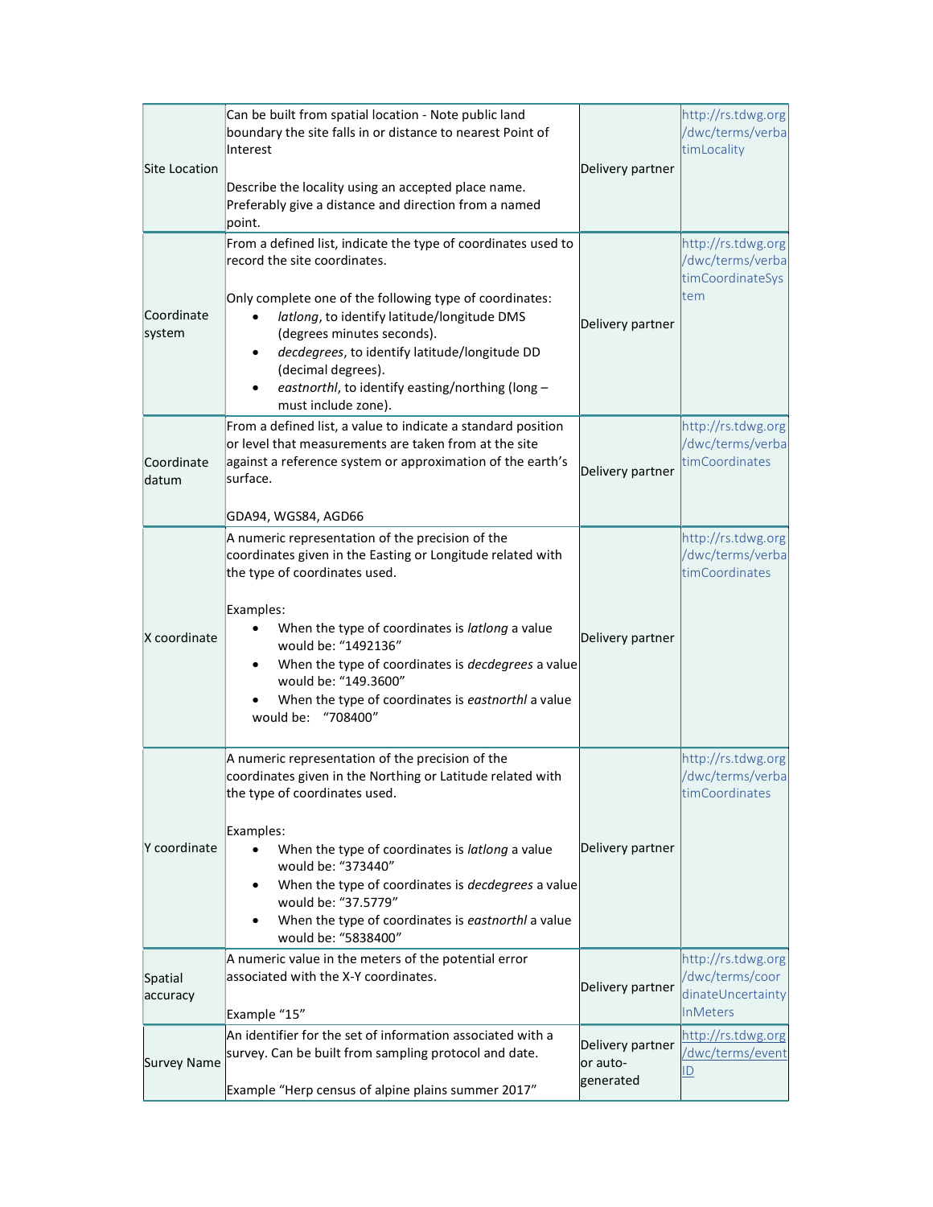| Site Location | Can be built from spatial location - Note public land boundary the site falls in or distance to nearest Point of Interest<br><br>Describe the locality using an accepted place name. Preferably give a distance and direction from a named point. | Delivery partner | http://rs.tdwg.org/dwc/terms/verbatimLocality |
|---|---|---|---|
| Coordinate system | From a defined list, indicate the type of coordinates used to record the site coordinates.<br><br>Only complete one of the following type of coordinates:<br>• *latlong*, to identify latitude/longitude DMS (degrees minutes seconds).<br>• *decdegrees*, to identify latitude/longitude DD (decimal degrees).<br>• *eastnorthl*, to identify easting/northing (long – must include zone). | Delivery partner | http://rs.tdwg.org/dwc/terms/verbatimCoordinateSystem |
| Coordinate datum | From a defined list, a value to indicate a standard position or level that measurements are taken from at the site against a reference system or approximation of the earth's surface.<br><br>GDA94, WGS84, AGD66 | Delivery partner | http://rs.tdwg.org/dwc/terms/verbatimCoordinates |
| X coordinate | A numeric representation of the precision of the coordinates given in the Easting or Longitude related with the type of coordinates used.<br><br>Examples:<br>• When the type of coordinates is *latlong* a value would be: "1492136"<br>• When the type of coordinates is *decdegrees* a value would be: "149.3600"<br>• When the type of coordinates is *eastnorthl* a value would be: "708400" | Delivery partner | http://rs.tdwg.org/dwc/terms/verbatimCoordinates |
| Y coordinate | A numeric representation of the precision of the coordinates given in the Northing or Latitude related with the type of coordinates used.<br><br>Examples:<br>• When the type of coordinates is *latlong* a value would be: "373440"<br>• When the type of coordinates is *decdegrees* a value would be: "37.5779"<br>• When the type of coordinates is *eastnorthl* a value would be: "5838400" | Delivery partner | http://rs.tdwg.org/dwc/terms/verbatimCoordinates |
| Spatial accuracy | A numeric value in the meters of the potential error associated with the X-Y coordinates.<br><br>Example "15" | Delivery partner | http://rs.tdwg.org/dwc/terms/coordinateUncertaintyInMeters |
| Survey Name | An identifier for the set of information associated with a survey. Can be built from sampling protocol and date.<br><br>Example "Herp census of alpine plains summer 2017" | Delivery partner or auto-generated | http://rs.tdwg.org/dwc/terms/eventID |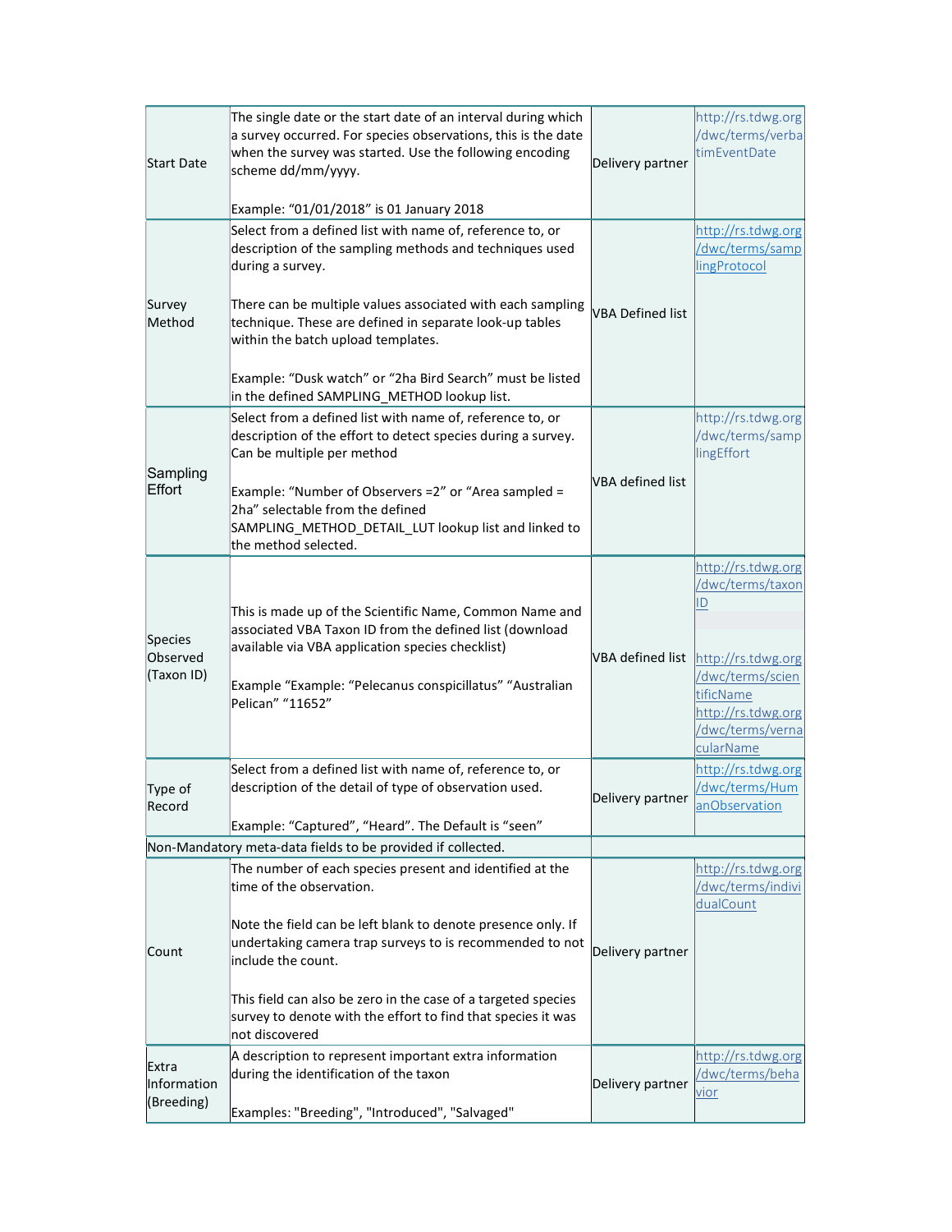| | | | |
|---|---|---|---|
| Start Date | The single date or the start date of an interval during which a survey occurred. For species observations, this is the date when the survey was started. Use the following encoding scheme dd/mm/yyyy.<br><br>Example: "01/01/2018" is 01 January 2018 | Delivery partner | http://rs.tdwg.org/dwc/terms/verbatimEventDate |
| Survey Method | Select from a defined list with name of, reference to, or description of the sampling methods and techniques used during a survey.<br><br>There can be multiple values associated with each sampling technique. These are defined in separate look-up tables within the batch upload templates.<br><br>Example: "Dusk watch" or "2ha Bird Search" must be listed in the defined SAMPLING_METHOD lookup list. | VBA Defined list | http://rs.tdwg.org/dwc/terms/samplingProtocol |
| Sampling Effort | Select from a defined list with name of, reference to, or description of the effort to detect species during a survey. Can be multiple per method<br><br>Example: "Number of Observers =2" or "Area sampled = 2ha" selectable from the defined SAMPLING_METHOD_DETAIL_LUT lookup list and linked to the method selected. | VBA defined list | http://rs.tdwg.org/dwc/terms/samplingEffort |
| Species Observed (Taxon ID) | This is made up of the Scientific Name, Common Name and associated VBA Taxon ID from the defined list (download available via VBA application species checklist)<br><br>Example "Example: "Pelecanus conspicillatus" "Australian Pelican" "11652" | VBA defined list | http://rs.tdwg.org/dwc/terms/taxonID<br><br>http://rs.tdwg.org/dwc/terms/scientificName<br>http://rs.tdwg.org/dwc/terms/vernacularName |
| Type of Record | Select from a defined list with name of, reference to, or description of the detail of type of observation used.<br><br>Example: "Captured", "Heard". The Default is "seen" | Delivery partner | http://rs.tdwg.org/dwc/terms/HumanObservation |
| Non-Mandatory meta-data fields to be provided if collected. | | | |
| Count | The number of each species present and identified at the time of the observation.<br><br>Note the field can be left blank to denote presence only. If undertaking camera trap surveys to is recommended to not include the count.<br><br>This field can also be zero in the case of a targeted species survey to denote with the effort to find that species it was not discovered | Delivery partner | http://rs.tdwg.org/dwc/terms/individualCount |
| Extra Information (Breeding) | A description to represent important extra information during the identification of the taxon<br><br>Examples: "Breeding", "Introduced", "Salvaged" | Delivery partner | http://rs.tdwg.org/dwc/terms/behavior |